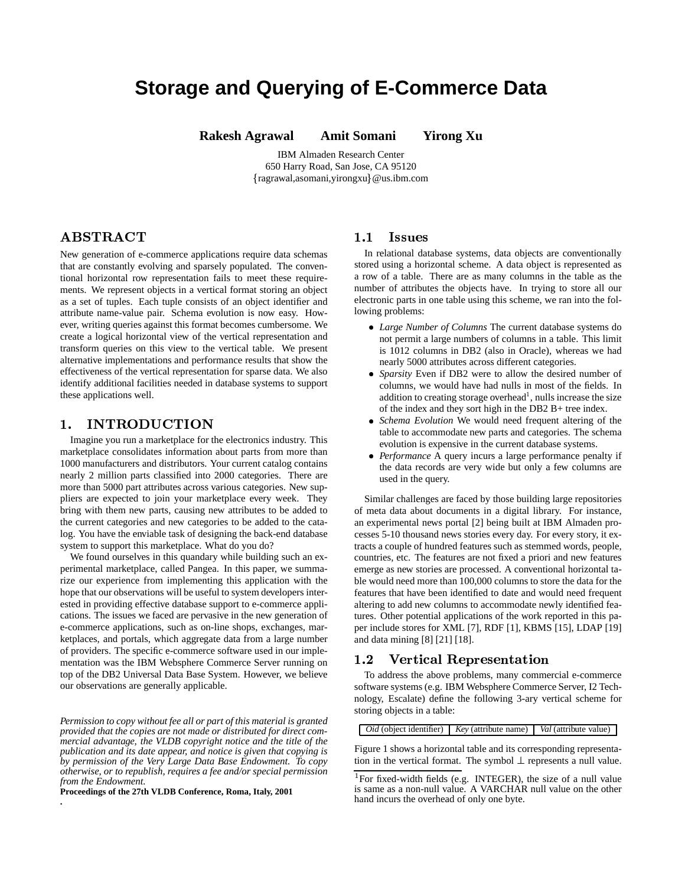# Storage and Querying of E-Commerce Data

**Rakesh Agrawal** **Amit Somani** **Yirong Xu**

IBM Almaden Research Center
650 Harry Road, San Jose, CA 95120
{ragrawal,asomani,yirongxu}@us.ibm.com

## ABSTRACT

New generation of e-commerce applications require data schemas that are constantly evolving and sparsely populated. The conventional horizontal row representation fails to meet these requirements. We represent objects in a vertical format storing an object as a set of tuples. Each tuple consists of an object identifier and attribute name-value pair. Schema evolution is now easy. However, writing queries against this format becomes cumbersome. We create a logical horizontal view of the vertical representation and transform queries on this view to the vertical table. We present alternative implementations and performance results that show the effectiveness of the vertical representation for sparse data. We also identify additional facilities needed in database systems to support these applications well.

## 1. INTRODUCTION

Imagine you run a marketplace for the electronics industry. This marketplace consolidates information about parts from more than 1000 manufacturers and distributors. Your current catalog contains nearly 2 million parts classified into 2000 categories. There are more than 5000 part attributes across various categories. New suppliers are expected to join your marketplace every week. They bring with them new parts, causing new attributes to be added to the current categories and new categories to be added to the catalog. You have the enviable task of designing the back-end database system to support this marketplace. What do you do?

We found ourselves in this quandary while building such an experimental marketplace, called Pangea. In this paper, we summarize our experience from implementing this application with the hope that our observations will be useful to system developers interested in providing effective database support to e-commerce applications. The issues we faced are pervasive in the new generation of e-commerce applications, such as on-line shops, exchanges, marketplaces, and portals, which aggregate data from a large number of providers. The specific e-commerce software used in our implementation was the IBM Websphere Commerce Server running on top of the DB2 Universal Data Base System. However, we believe our observations are generally applicable.

*Permission to copy without fee all or part of this material is granted provided that the copies are not made or distributed for direct commercial advantage, the VLDB copyright notice and the title of the publication and its date appear, and notice is given that copying is by permission of the Very Large Data Base Endowment. To copy otherwise, or to republish, requires a fee and/or special permission from the Endowment.*

**Proceedings of the 27th VLDB Conference, Roma, Italy, 2001**

### 1.1 Issues

In relational database systems, data objects are conventionally stored using a horizontal scheme. A data object is represented as a row of a table. There are as many columns in the table as the number of attributes the objects have. In trying to store all our electronic parts in one table using this scheme, we ran into the following problems:

- *Large Number of Columns* The current database systems do not permit a large numbers of columns in a table. This limit is 1012 columns in DB2 (also in Oracle), whereas we had nearly 5000 attributes across different categories.
- *Sparsity* Even if DB2 were to allow the desired number of columns, we would have had nulls in most of the fields. In addition to creating storage overhead[1], nulls increase the size of the index and they sort high in the DB2 B+ tree index.
- *Schema Evolution* We would need frequent altering of the table to accommodate new parts and categories. The schema evolution is expensive in the current database systems.
- *Performance* A query incurs a large performance penalty if the data records are very wide but only a few columns are used in the query.

Similar challenges are faced by those building large repositories of meta data about documents in a digital library. For instance, an experimental news portal [2] being built at IBM Almaden processes 5-10 thousand news stories every day. For every story, it extracts a couple of hundred features such as stemmed words, people, countries, etc. The features are not fixed a priori and new features emerge as new stories are processed. A conventional horizontal table would need more than 100,000 columns to store the data for the features that have been identified to date and would need frequent altering to add new columns to accommodate newly identified features. Other potential applications of the work reported in this paper include stores for XML [7], RDF [1], KBMS [15], LDAP [19] and data mining [8] [21] [18].

### 1.2 Vertical Representation

To address the above problems, many commercial e-commerce software systems (e.g. IBM Websphere Commerce Server, I2 Technology, Escalate) define the following 3-ary vertical scheme for storing objects in a table:

| *Oid* (object identifier) | *Key* (attribute name) | *Val* (attribute value) |
|---|---|---|

Figure 1 shows a horizontal table and its corresponding representation in the vertical format. The symbol ⊥ represents a null value.

[1] For fixed-width fields (e.g. INTEGER), the size of a null value is same as a non-null value. A VARCHAR null value on the other hand incurs the overhead of only one byte.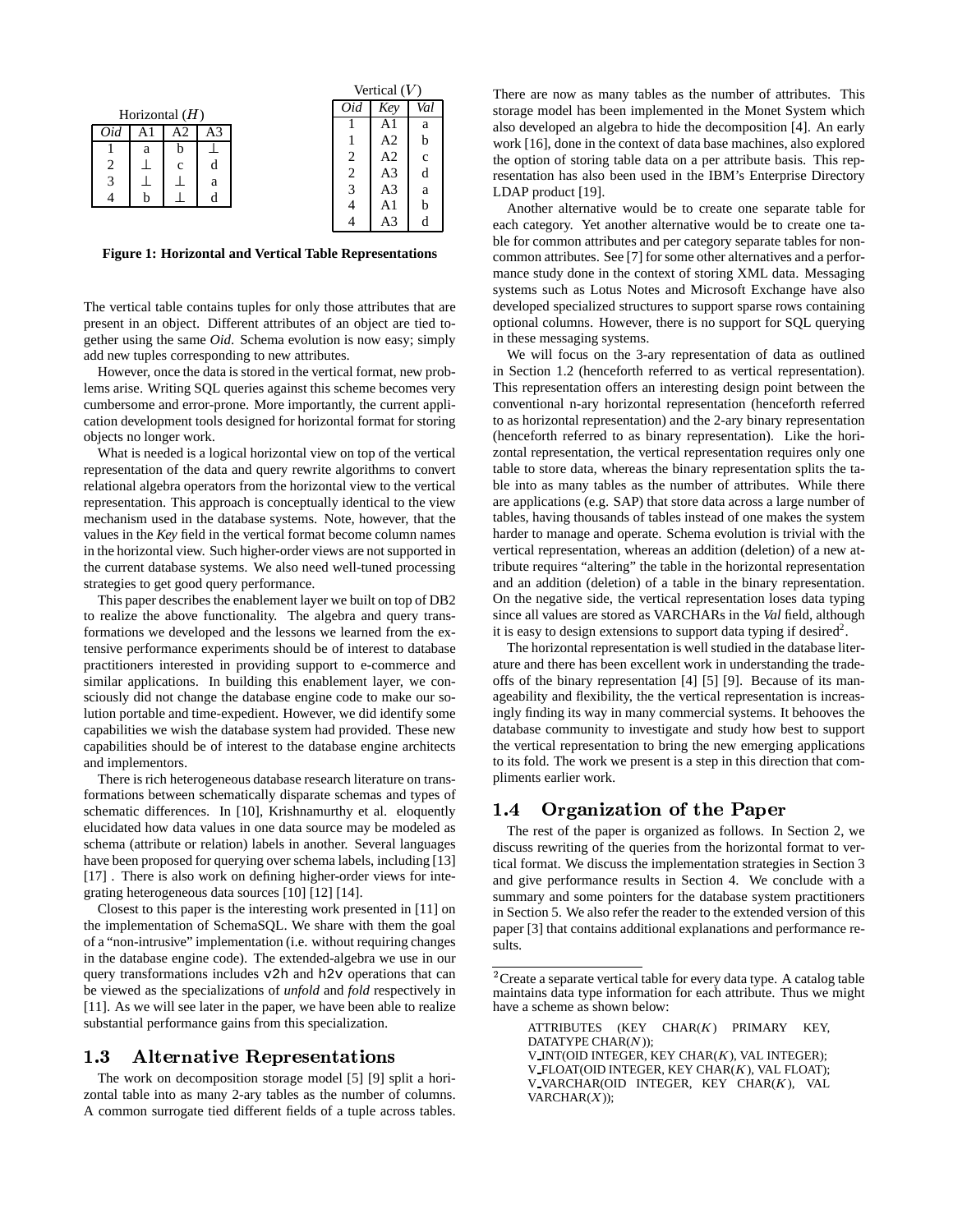Horizontal ($H$)

| *Oid* | A1 | A2 | A3 |
|---|---|---|---|
| 1 | a | b | ⊥ |
| 2 | ⊥ | c | d |
| 3 | ⊥ | ⊥ | a |
| 4 | b | ⊥ | d |

Vertical ($V$)

| *Oid* | *Key* | *Val* |
|---|---|---|
| 1 | A1 | a |
| 1 | A2 | b |
| 2 | A2 | c |
| 2 | A3 | d |
| 3 | A3 | a |
| 4 | A1 | b |
| 4 | A3 | d |

**Figure 1: Horizontal and Vertical Table Representations**

The vertical table contains tuples for only those attributes that are present in an object. Different attributes of an object are tied together using the same *Oid*. Schema evolution is now easy; simply add new tuples corresponding to new attributes.

However, once the data is stored in the vertical format, new problems arise. Writing SQL queries against this scheme becomes very cumbersome and error-prone. More importantly, the current application development tools designed for horizontal format for storing objects no longer work.

What is needed is a logical horizontal view on top of the vertical representation of the data and query rewrite algorithms to convert relational algebra operators from the horizontal view to the vertical representation. This approach is conceptually identical to the view mechanism used in the database systems. Note, however, that the values in the *Key* field in the vertical format become column names in the horizontal view. Such higher-order views are not supported in the current database systems. We also need well-tuned processing strategies to get good query performance.

This paper describes the enablement layer we built on top of DB2 to realize the above functionality. The algebra and query transformations we developed and the lessons we learned from the extensive performance experiments should be of interest to database practitioners interested in providing support to e-commerce and similar applications. In building this enablement layer, we consciously did not change the database engine code to make our solution portable and time-expedient. However, we did identify some capabilities we wish the database system had provided. These new capabilities should be of interest to the database engine architects and implementors.

There is rich heterogeneous database research literature on transformations between schematically disparate schemas and types of schematic differences. In [10], Krishnamurthy et al. eloquently elucidated how data values in one data source may be modeled as schema (attribute or relation) labels in another. Several languages have been proposed for querying over schema labels, including [13] [17] . There is also work on defining higher-order views for integrating heterogeneous data sources [10] [12] [14].

Closest to this paper is the interesting work presented in [11] on the implementation of SchemaSQL. We share with them the goal of a "non-intrusive" implementation (i.e. without requiring changes in the database engine code). The extended-algebra we use in our query transformations includes `v2h` and `h2v` operations that can be viewed as the specializations of *unfold* and *fold* respectively in [11]. As we will see later in the paper, we have been able to realize substantial performance gains from this specialization.

## 1.3 Alternative Representations

The work on decomposition storage model [5] [9] split a horizontal table into as many 2-ary tables as the number of columns. A common surrogate tied different fields of a tuple across tables. There are now as many tables as the number of attributes. This storage model has been implemented in the Monet System which also developed an algebra to hide the decomposition [4]. An early work [16], done in the context of data base machines, also explored the option of storing table data on a per attribute basis. This representation has also been used in the IBM's Enterprise Directory LDAP product [19].

Another alternative would be to create one separate table for each category. Yet another alternative would be to create one table for common attributes and per category separate tables for noncommon attributes. See [7] for some other alternatives and a performance study done in the context of storing XML data. Messaging systems such as Lotus Notes and Microsoft Exchange have also developed specialized structures to support sparse rows containing optional columns. However, there is no support for SQL querying in these messaging systems.

We will focus on the 3-ary representation of data as outlined in Section 1.2 (henceforth referred to as vertical representation). This representation offers an interesting design point between the conventional n-ary horizontal representation (henceforth referred to as horizontal representation) and the 2-ary binary representation (henceforth referred to as binary representation). Like the horizontal representation, the vertical representation requires only one table to store data, whereas the binary representation splits the table into as many tables as the number of attributes. While there are applications (e.g. SAP) that store data across a large number of tables, having thousands of tables instead of one makes the system harder to manage and operate. Schema evolution is trivial with the vertical representation, whereas an addition (deletion) of a new attribute requires "altering" the table in the horizontal representation and an addition (deletion) of a table in the binary representation. On the negative side, the vertical representation loses data typing since all values are stored as VARCHARs in the *Val* field, although it is easy to design extensions to support data typing if desired[2].

The horizontal representation is well studied in the database literature and there has been excellent work in understanding the tradeoffs of the binary representation [4] [5] [9]. Because of its manageability and flexibility, the vertical representation is increasingly finding its way in many commercial systems. It behooves the database community to investigate and study how best to support the vertical representation to bring the new emerging applications to its fold. The work we present is a step in this direction that compliments earlier work.

## 1.4 Organization of the Paper

The rest of the paper is organized as follows. In Section 2, we discuss rewriting of the queries from the horizontal format to vertical format. We discuss the implementation strategies in Section 3 and give performance results in Section 4. We conclude with a summary and some pointers for the database system practitioners in Section 5. We also refer the reader to the extended version of this paper [3] that contains additional explanations and performance results.

---

[2] Create a separate vertical table for every data type. A catalog table maintains data type information for each attribute. Thus we might have a scheme as shown below:

ATTRIBUTES (KEY CHAR($K$) PRIMARY KEY, DATATYPE CHAR($N$));
V_INT(OID INTEGER, KEY CHAR($K$), VAL INTEGER);
V_FLOAT(OID INTEGER, KEY CHAR($K$), VAL FLOAT);
V_VARCHAR(OID INTEGER, KEY CHAR($K$), VAL VARCHAR($X$));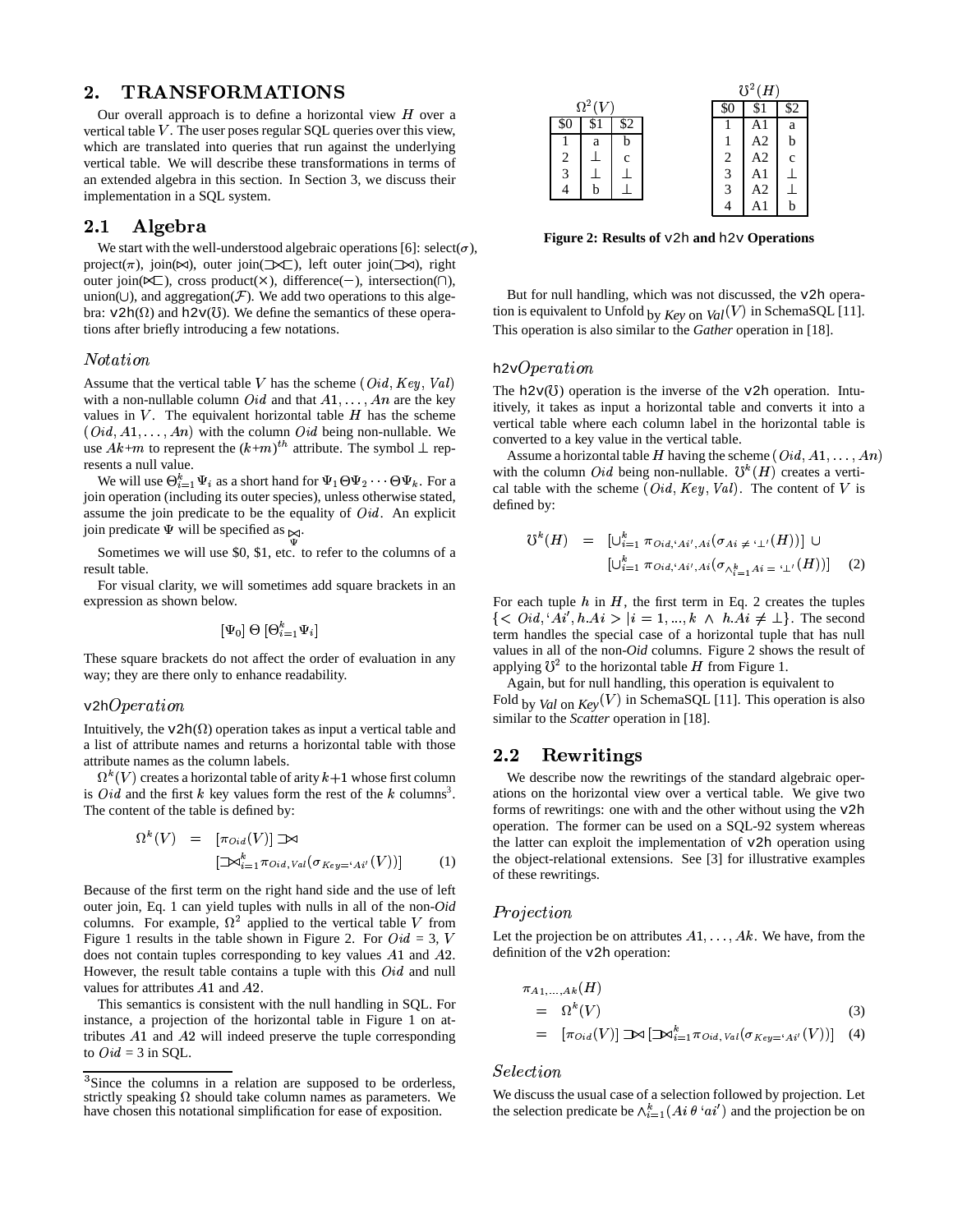## 2. TRANSFORMATIONS

Our overall approach is to define a horizontal view $H$ over a vertical table $V$. The user poses regular SQL queries over this view, which are translated into queries that run against the underlying vertical table. We will describe these transformations in terms of an extended algebra in this section. In Section 3, we discuss their implementation in a SQL system.

### 2.1 Algebra

We start with the well-understood algebraic operations [6]: select($\sigma$), project($\pi$), join($\bowtie$), outer join($⟗$), left outer join($⟕$), right outer join($⟖$), cross product($\times$), difference($-$), intersection($\cap$), union($\cup$), and aggregation($\mathcal{F}$). We add two operations to this algebra: v2h($\Omega$) and h2v($\mho$). We define the semantics of these operations after briefly introducing a few notations.

#### *Notation*

Assume that the vertical table $V$ has the scheme $(Oid, Key, Val)$ with a non-nullable column $Oid$ and that $A1, \ldots, An$ are the key values in $V$. The equivalent horizontal table $H$ has the scheme $(Oid, A1, \ldots, An)$ with the column $Oid$ being non-nullable. We use $Ak{+}m$ to represent the $(k{+}m)^{th}$ attribute. The symbol $\perp$ represents a null value.

We will use $\Theta_{i=1}^{k}\Psi_i$ as a short hand for $\Psi_1 \Theta \Psi_2 \cdots \Theta \Psi_k$. For a join operation (including its outer species), unless otherwise stated, assume the join predicate to be the equality of $Oid$. An explicit join predicate $\Psi$ will be specified as $\underset{\Psi}{\bowtie}$.

Sometimes we will use \$0, \$1, etc. to refer to the columns of a result table.

For visual clarity, we will sometimes add square brackets in an expression as shown below.

$$[\Psi_0]\ \Theta\ [\Theta_{i=1}^{k}\Psi_i]$$

These square brackets do not affect the order of evaluation in any way; they are there only to enhance readability.

#### v2h *Operation*

Intuitively, the v2h($\Omega$) operation takes as input a vertical table and a list of attribute names and returns a horizontal table with those attribute names as the column labels.

$\Omega^k(V)$ creates a horizontal table of arity $k{+}1$ whose first column is $Oid$ and the first $k$ key values form the rest of the $k$ columns[3]. The content of the table is defined by:

$$\Omega^k(V) \;=\; [\pi_{Oid}(V)] ⟕ [⟕_{i=1}^{k}\pi_{Oid,Val}(\sigma_{Key=\text{`}Ai\text{'}}(V))] \qquad (1)$$

Because of the first term on the right hand side and the use of left outer join, Eq. 1 can yield tuples with nulls in all of the non-*Oid* columns. For example, $\Omega^2$ applied to the vertical table $V$ from Figure 1 results in the table shown in Figure 2. For $Oid$ = 3, $V$ does not contain tuples corresponding to key values $A1$ and $A2$. However, the result table contains a tuple with this $Oid$ and null values for attributes $A1$ and $A2$.

This semantics is consistent with the null handling in SQL. For instance, a projection of the horizontal table in Figure 1 on attributes $A1$ and $A2$ will indeed preserve the tuple corresponding to $Oid$ = 3 in SQL.

[3] Since the columns in a relation are supposed to be orderless, strictly speaking $\Omega$ should take column names as parameters. We have chosen this notational simplification for ease of exposition.

$\Omega^2(V)$

| \$0 | \$1 | \$2 |
|---|---|---|
| 1 | a | b |
| 2 | $\perp$ | c |
| 3 | $\perp$ | $\perp$ |
| 4 | b | $\perp$ |

$\mho^2(H)$

| \$0 | \$1 | \$2 |
|---|---|---|
| 1 | A1 | a |
| 1 | A2 | b |
| 2 | A2 | c |
| 3 | A1 | $\perp$ |
| 3 | A2 | $\perp$ |
| 4 | A1 | b |

**Figure 2: Results of v2h and h2v Operations**

But for null handling, which was not discussed, the v2h operation is equivalent to Unfold by *Key* on *Val*$(V)$ in SchemaSQL [11]. This operation is also similar to the *Gather* operation in [18].

#### h2v *Operation*

The h2v($\mho$) operation is the inverse of the v2h operation. Intuitively, it takes as input a horizontal table and converts it into a vertical table where each column label in the horizontal table is converted to a key value in the vertical table.

Assume a horizontal table $H$ having the scheme $(Oid, A1, \ldots, An)$ with the column $Oid$ being non-nullable. $\mho^k(H)$ creates a vertical table with the scheme $(Oid, Key, Val)$. The content of $V$ is defined by:

$$\begin{aligned}\mho^k(H) \;=\; & [\cup_{i=1}^{k}\pi_{Oid,\text{`}Ai\text{'},Ai}(\sigma_{Ai\neq\text{`}\perp\text{'}}(H))] \;\cup \\ & [\cup_{i=1}^{k}\pi_{Oid,\text{`}Ai\text{'},Ai}(\sigma_{\wedge_{i=1}^{k}Ai=\text{`}\perp\text{'}}(H))] \qquad (2)\end{aligned}$$

For each tuple $h$ in $H$, the first term in Eq. 2 creates the tuples $\{< Oid, \text{`}Ai\text{'}, h.Ai > | i = 1, ..., k \;\wedge\; h.Ai \neq \perp\}$. The second term handles the special case of a horizontal tuple that has null values in all of the non-*Oid* columns. Figure 2 shows the result of applying $\mho^2$ to the horizontal table $H$ from Figure 1.

Again, but for null handling, this operation is equivalent to Fold by *Val* on *Key*$(V)$ in SchemaSQL [11]. This operation is also similar to the *Scatter* operation in [18].

### 2.2 Rewritings

We describe now the rewritings of the standard algebraic operations on the horizontal view over a vertical table. We give two forms of rewritings: one with and the other without using the v2h operation. The former can be used on a SQL-92 system whereas the latter can exploit the implementation of v2h operation using the object-relational extensions. See [3] for illustrative examples of these rewritings.

#### *Projection*

Let the projection be on attributes $A1, \ldots, Ak$. We have, from the definition of the v2h operation:

$$\begin{aligned}&\pi_{A1,\ldots,Ak}(H) \\ &= \Omega^k(V) \qquad (3)\\ &= [\pi_{Oid}(V)] ⟕ [⟕_{i=1}^{k}\pi_{Oid,Val}(\sigma_{Key=\text{`}Ai\text{'}}(V))] \qquad (4)\end{aligned}$$

#### *Selection*

We discuss the usual case of a selection followed by projection. Let the selection predicate be $\wedge_{i=1}^{k}(Ai\,\theta\,\text{`}ai\text{'})$ and the projection be on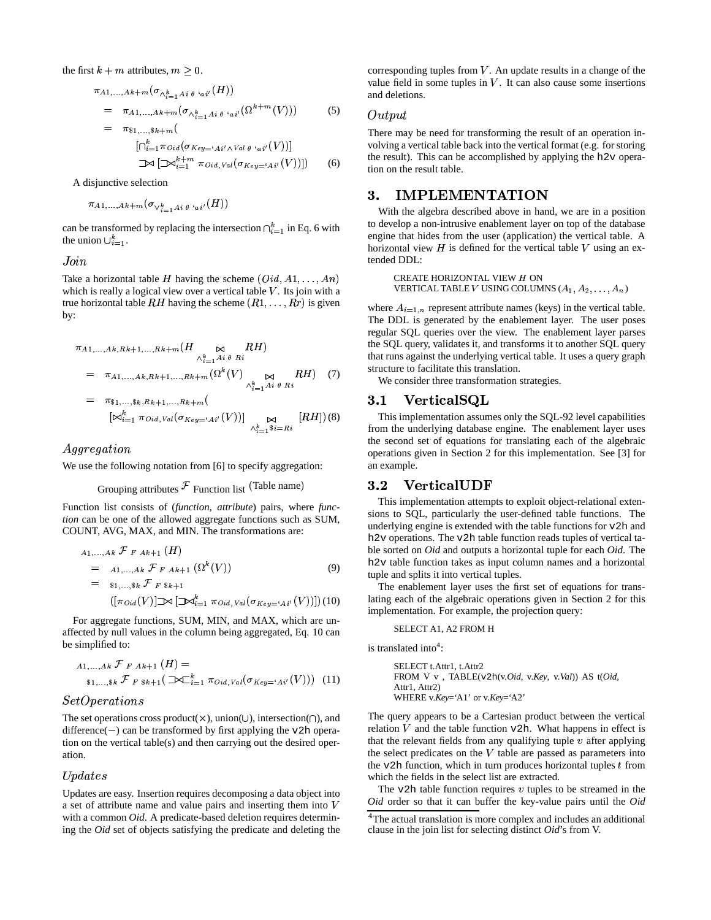the first $k + m$ attributes, $m \geq 0$.

$$\pi_{A1,\ldots,Ak+m}(\sigma_{\wedge_{i=1}^{k} Ai\ \theta\ `ai'}(H))$$
$$= \pi_{A1,\ldots,Ak+m}(\sigma_{\wedge_{i=1}^{k} Ai\ \theta\ `ai'}(\Omega^{k+m}(V))) \quad (5)$$
$$= \pi_{\$1,\ldots,\$k+m}( [\cap_{i=1}^{k} \pi_{Oid}(\sigma_{Key=`Ai' \wedge Val\ \theta\ `ai'}(V))] \sqsupset\!\!\bowtie [\sqsupset\!\!\bowtie_{i=1}^{k+m} \pi_{Oid,Val}(\sigma_{Key=`Ai'}(V))]) \quad (6)$$

A disjunctive selection

$$\pi_{A1,\ldots,Ak+m}(\sigma_{\vee_{i=1}^{k} Ai\ \theta\ `ai'}(H))$$

can be transformed by replacing the intersection $\cap_{i=1}^{k}$ in Eq. 6 with the union $\cup_{i=1}^{k}$.

### *Join*

Take a horizontal table $H$ having the scheme $(Oid, A1, \ldots, An)$ which is really a logical view over a vertical table $V$. Its join with a true horizontal table $RH$ having the scheme $(R1, \ldots, Rr)$ is given by:

$$\pi_{A1,\ldots,Ak,Rk+1,\ldots,Rk+m}(H \bowtie_{\wedge_{i=1}^{k} Ai\ \theta\ Ri} RH)$$
$$= \pi_{A1,\ldots,Ak,Rk+1,\ldots,Rk+m}(\Omega^{k}(V) \bowtie_{\wedge_{i=1}^{k} Ai\ \theta\ Ri} RH) \quad (7)$$
$$= \pi_{\$1,\ldots,\$k,Rk+1,\ldots,Rk+m}( [\bowtie_{i=1}^{k} \pi_{Oid,Val}(\sigma_{Key=`Ai'}(V))] \bowtie_{\wedge_{i=1}^{k} \$i=Ri} [RH]) \quad (8)$$

### *Aggregation*

We use the following notation from [6] to specify aggregation:

Grouping attributes $\mathcal{F}$ Function list (Table name)

Function list consists of (*function*, *attribute*) pairs, where *function* can be one of the allowed aggregate functions such as SUM, COUNT, AVG, MAX, and MIN. The transformations are:

$$_{A1,\ldots,Ak}\mathcal{F}_{F\ Ak+1}(H)$$
$$= {}_{A1,\ldots,Ak}\mathcal{F}_{F\ Ak+1}(\Omega^{k}(V)) \quad (9)$$
$$= {}_{\$1,\ldots,\$k}\mathcal{F}_{F\ \$k+1} ([\pi_{Oid}(V)] \sqsupset\!\!\bowtie [\sqsupset\!\!\bowtie_{i=1}^{k} \pi_{Oid,Val}(\sigma_{Key=`Ai'}(V))]) \quad (10)$$

For aggregate functions, SUM, MIN, and MAX, which are unaffected by null values in the column being aggregated, Eq. 10 can be simplified to:

$$_{A1,\ldots,Ak}\mathcal{F}_{F\ Ak+1}(H) = {}_{\$1,\ldots,\$k}\mathcal{F}_{F\ \$k+1}( \sqsupset\!\!\bowtie\!\!\sqsubset_{i=1}^{k} \pi_{Oid,Val}(\sigma_{Key=`Ai'}(V))) \quad (11)$$

### *SetOperations*

The set operations cross product($\times$), union($\cup$), intersection($\cap$), and difference($-$) can be transformed by first applying the v2h operation on the vertical table(s) and then carrying out the desired operation.

### *Updates*

Updates are easy. Insertion requires decomposing a data object into a set of attribute name and value pairs and inserting them into $V$ with a common *Oid*. A predicate-based deletion requires determining the *Oid* set of objects satisfying the predicate and deleting the corresponding tuples from $V$. An update results in a change of the value field in some tuples in $V$. It can also cause some insertions and deletions.

### *Output*

There may be need for transforming the result of an operation involving a vertical table back into the vertical format (e.g. for storing the result). This can be accomplished by applying the h2v operation on the result table.

## 3. IMPLEMENTATION

With the algebra described above in hand, we are in a position to develop a non-intrusive enablement layer on top of the database engine that hides from the user (application) the vertical table. A horizontal view $H$ is defined for the vertical table $V$ using an extended DDL:

```
CREATE HORIZONTAL VIEW H ON
VERTICAL TABLE V USING COLUMNS (A1, A2, ..., An)
```

where $A_{i=1,n}$ represent attribute names (keys) in the vertical table. The DDL is generated by the enablement layer. The user poses regular SQL queries over the view. The enablement layer parses the SQL query, validates it, and transforms it to another SQL query that runs against the underlying vertical table. It uses a query graph structure to facilitate this translation.

We consider three transformation strategies.

### 3.1 VerticalSQL

This implementation assumes only the SQL-92 level capabilities from the underlying database engine. The enablement layer uses the second set of equations for translating each of the algebraic operations given in Section 2 for this implementation. See [3] for an example.

### 3.2 VerticalUDF

This implementation attempts to exploit object-relational extensions to SQL, particularly the user-defined table functions. The underlying engine is extended with the table functions for v2h and h2v operations. The v2h table function reads tuples of vertical table sorted on *Oid* and outputs a horizontal tuple for each *Oid*. The h2v table function takes as input column names and a horizontal tuple and splits it into vertical tuples.

The enablement layer uses the first set of equations for translating each of the algebraic operations given in Section 2 for this implementation. For example, the projection query:

```
SELECT A1, A2 FROM H
```

is translated into[4]:

```
SELECT t.Attr1, t.Attr2
FROM V v , TABLE(v2h(v.Oid, v.Key, v.Val)) AS t(Oid,
Attr1, Attr2)
WHERE v.Key='A1' or v.Key='A2'
```

The query appears to be a Cartesian product between the vertical relation $V$ and the table function v2h. What happens in effect is that the relevant fields from any qualifying tuple $v$ after applying the select predicates on the $V$ table are passed as parameters into the v2h function, which in turn produces horizontal tuples $t$ from which the fields in the select list are extracted.

The v2h table function requires $v$ tuples to be streamed in the *Oid* order so that it can buffer the key-value pairs until the *Oid*

[4] The actual translation is more complex and includes an additional clause in the join list for selecting distinct *Oid*'s from V.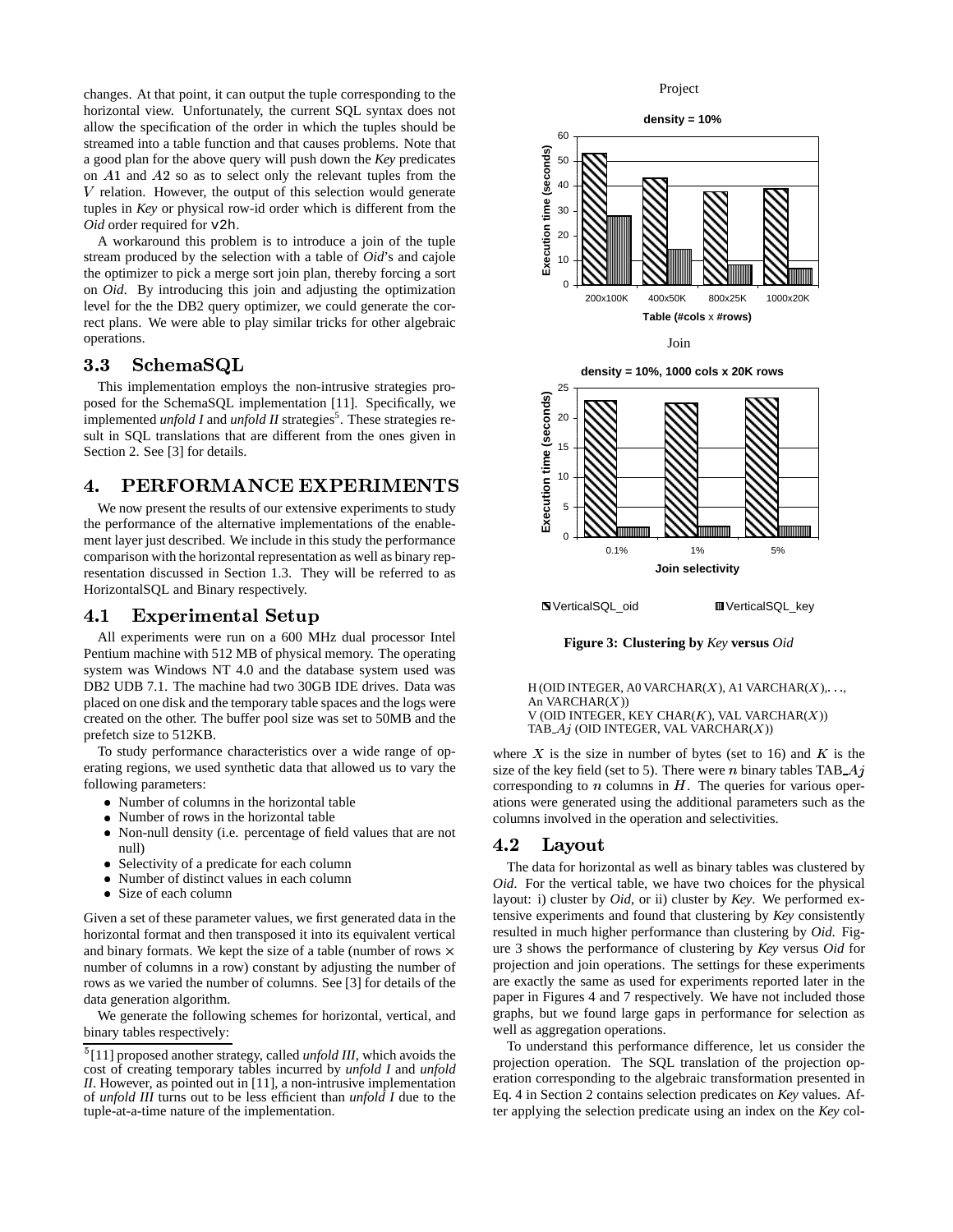changes. At that point, it can output the tuple corresponding to the horizontal view. Unfortunately, the current SQL syntax does not allow the specification of the order in which the tuples should be streamed into a table function and that causes problems. Note that a good plan for the above query will push down the *Key* predicates on $A1$ and $A2$ so as to select only the relevant tuples from the $V$ relation. However, the output of this selection would generate tuples in *Key* or physical row-id order which is different from the *Oid* order required for `v2h`.

A workaround this problem is to introduce a join of the tuple stream produced by the selection with a table of *Oid*'s and cajole the optimizer to pick a merge sort join plan, thereby forcing a sort on *Oid*. By introducing this join and adjusting the optimization level for the the DB2 query optimizer, we could generate the correct plans. We were able to play similar tricks for other algebraic operations.

## 3.3 SchemaSQL

This implementation employs the non-intrusive strategies proposed for the SchemaSQL implementation [11]. Specifically, we implemented *unfold I* and *unfold II* strategies[5]. These strategies result in SQL translations that are different from the ones given in Section 2. See [3] for details.

# 4. PERFORMANCE EXPERIMENTS

We now present the results of our extensive experiments to study the performance of the alternative implementations of the enablement layer just described. We include in this study the performance comparison with the horizontal representation as well as binary representation discussed in Section 1.3. They will be referred to as HorizontalSQL and Binary respectively.

## 4.1 Experimental Setup

All experiments were run on a 600 MHz dual processor Intel Pentium machine with 512 MB of physical memory. The operating system was Windows NT 4.0 and the database system used was DB2 UDB 7.1. The machine had two 30GB IDE drives. Data was placed on one disk and the temporary table spaces and the logs were created on the other. The buffer pool size was set to 50MB and the prefetch size to 512KB.

To study performance characteristics over a wide range of operating regions, we used synthetic data that allowed us to vary the following parameters:

- Number of columns in the horizontal table
- Number of rows in the horizontal table
- Non-null density (i.e. percentage of field values that are not null)
- Selectivity of a predicate for each column
- Number of distinct values in each column
- Size of each column

Given a set of these parameter values, we first generated data in the horizontal format and then transposed it into its equivalent vertical and binary formats. We kept the size of a table (number of rows $\times$ number of columns in a row) constant by adjusting the number of rows as we varied the number of columns. See [3] for details of the data generation algorithm.

We generate the following schemes for horizontal, vertical, and binary tables respectively:

[5][11] proposed another strategy, called *unfold III*, which avoids the cost of creating temporary tables incurred by *unfold I* and *unfold II*. However, as pointed out in [11], a non-intrusive implementation of *unfold III* turns out to be less efficient than *unfold I* due to the tuple-at-a-time nature of the implementation.

Project

**density = 10%**

| Table (#cols x #rows) | VerticalSQL_oid | VerticalSQL_key |
|---|---|---|
| 200x100K | ~53 | ~28 |
| 400x50K | ~43 | ~15 |
| 800x25K | ~38 | ~8 |
| 1000x20K | ~39 | ~7 |

Join

**density = 10%, 1000 cols x 20K rows**

| Join selectivity | VerticalSQL_oid | VerticalSQL_key |
|---|---|---|
| 0.1% | ~23 | ~2 |
| 1% | ~22.5 | ~2 |
| 5% | ~23.3 | ~2 |

(Execution time in seconds)

**Figure 3: Clustering by *Key* versus *Oid***

H (OID INTEGER, A0 VARCHAR($X$), A1 VARCHAR($X$),. . ., An VARCHAR($X$))
V (OID INTEGER, KEY CHAR($K$), VAL VARCHAR($X$))
TAB_$Aj$ (OID INTEGER, VAL VARCHAR($X$))

where $X$ is the size in number of bytes (set to 16) and $K$ is the size of the key field (set to 5). There were $n$ binary tables TAB_$Aj$ corresponding to $n$ columns in $H$. The queries for various operations were generated using the additional parameters such as the columns involved in the operation and selectivities.

## 4.2 Layout

The data for horizontal as well as binary tables was clustered by *Oid*. For the vertical table, we have two choices for the physical layout: i) cluster by *Oid*, or ii) cluster by *Key*. We performed extensive experiments and found that clustering by *Key* consistently resulted in much higher performance than clustering by *Oid*. Figure 3 shows the performance of clustering by *Key* versus *Oid* for projection and join operations. The settings for these experiments are exactly the same as used for experiments reported later in the paper in Figures 4 and 7 respectively. We have not included those graphs, but we found large gaps in performance for selection as well as aggregation operations.

To understand this performance difference, let us consider the projection operation. The SQL translation of the projection operation corresponding to the algebraic transformation presented in Eq. 4 in Section 2 contains selection predicates on *Key* values. After applying the selection predicate using an index on the *Key* col-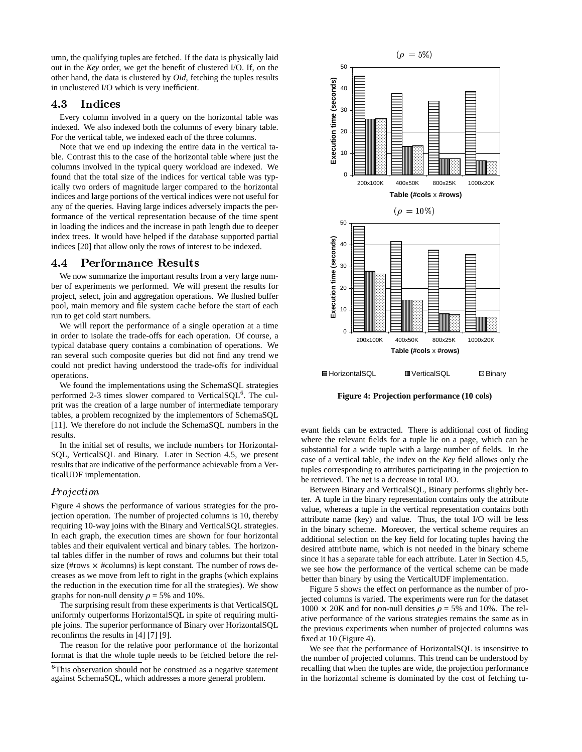umn, the qualifying tuples are fetched. If the data is physically laid out in the *Key* order, we get the benefit of clustered I/O. If, on the other hand, the data is clustered by *Oid*, fetching the tuples results in unclustered I/O which is very inefficient.

## 4.3 Indices

Every column involved in a query on the horizontal table was indexed. We also indexed both the columns of every binary table. For the vertical table, we indexed each of the three columns.

Note that we end up indexing the entire data in the vertical table. Contrast this to the case of the horizontal table where just the columns involved in the typical query workload are indexed. We found that the total size of the indices for vertical table was typically two orders of magnitude larger compared to the horizontal indices and large portions of the vertical indices were not useful for any of the queries. Having large indices adversely impacts the performance of the vertical representation because of the time spent in loading the indices and the increase in path length due to deeper index trees. It would have helped if the database supported partial indices [20] that allow only the rows of interest to be indexed.

## 4.4 Performance Results

We now summarize the important results from a very large number of experiments we performed. We will present the results for project, select, join and aggregation operations. We flushed buffer pool, main memory and file system cache before the start of each run to get cold start numbers.

We will report the performance of a single operation at a time in order to isolate the trade-offs for each operation. Of course, a typical database query contains a combination of operations. We ran several such composite queries but did not find any trend we could not predict having understood the trade-offs for individual operations.

We found the implementations using the SchemaSQL strategies performed 2-3 times slower compared to VerticalSQL[6]. The culprit was the creation of a large number of intermediate temporary tables, a problem recognized by the implementors of SchemaSQL [11]. We therefore do not include the SchemaSQL numbers in the results.

In the initial set of results, we include numbers for HorizontalSQL, VerticalSQL and Binary. Later in Section 4.5, we present results that are indicative of the performance achievable from a VerticalUDF implementation.

### *Projection*

Figure 4 shows the performance of various strategies for the projection operation. The number of projected columns is 10, thereby requiring 10-way joins with the Binary and VerticalSQL strategies. In each graph, the execution times are shown for four horizontal tables and their equivalent vertical and binary tables. The horizontal tables differ in the number of rows and columns but their total size (#rows $\times$ #columns) is kept constant. The number of rows decreases as we move from left to right in the graphs (which explains the reduction in the execution time for all the strategies). We show graphs for non-null density $\rho$ = 5% and 10%.

The surprising result from these experiments is that VerticalSQL uniformly outperforms HorizontalSQL in spite of requiring multiple joins. The superior performance of Binary over HorizontalSQL reconfirms the results in [4] [7] [9].

The reason for the relative poor performance of the horizontal format is that the whole tuple needs to be fetched before the relevant fields can be extracted. There is additional cost of finding where the relevant fields for a tuple lie on a page, which can be substantial for a wide tuple with a large number of fields. In the case of a vertical table, the index on the *Key* field allows only the tuples corresponding to attributes participating in the projection to be retrieved. The net is a decrease in total I/O.

Between Binary and VerticalSQL, Binary performs slightly better. A tuple in the binary representation contains only the attribute value, whereas a tuple in the vertical representation contains both attribute name (key) and value. Thus, the total I/O will be less in the binary scheme. Moreover, the vertical scheme requires an additional selection on the key field for locating tuples having the desired attribute name, which is not needed in the binary scheme since it has a separate table for each attribute. Later in Section 4.5, we see how the performance of the vertical scheme can be made better than binary by using the VerticalUDF implementation.

Figure 5 shows the effect on performance as the number of projected columns is varied. The experiments were run for the dataset $1000 \times 20K$ and for non-null densities $\rho$ = 5% and 10%. The relative performance of the various strategies remains the same as in the previous experiments when number of projected columns was fixed at 10 (Figure 4).

We see that the performance of HorizontalSQL is insensitive to the number of projected columns. This trend can be understood by recalling that when the tuples are wide, the projection performance in the horizontal scheme is dominated by the cost of fetching tu-

**Figure 4: Projection performance (10 cols)**

[6] This observation should not be construed as a negative statement against SchemaSQL, which addresses a more general problem.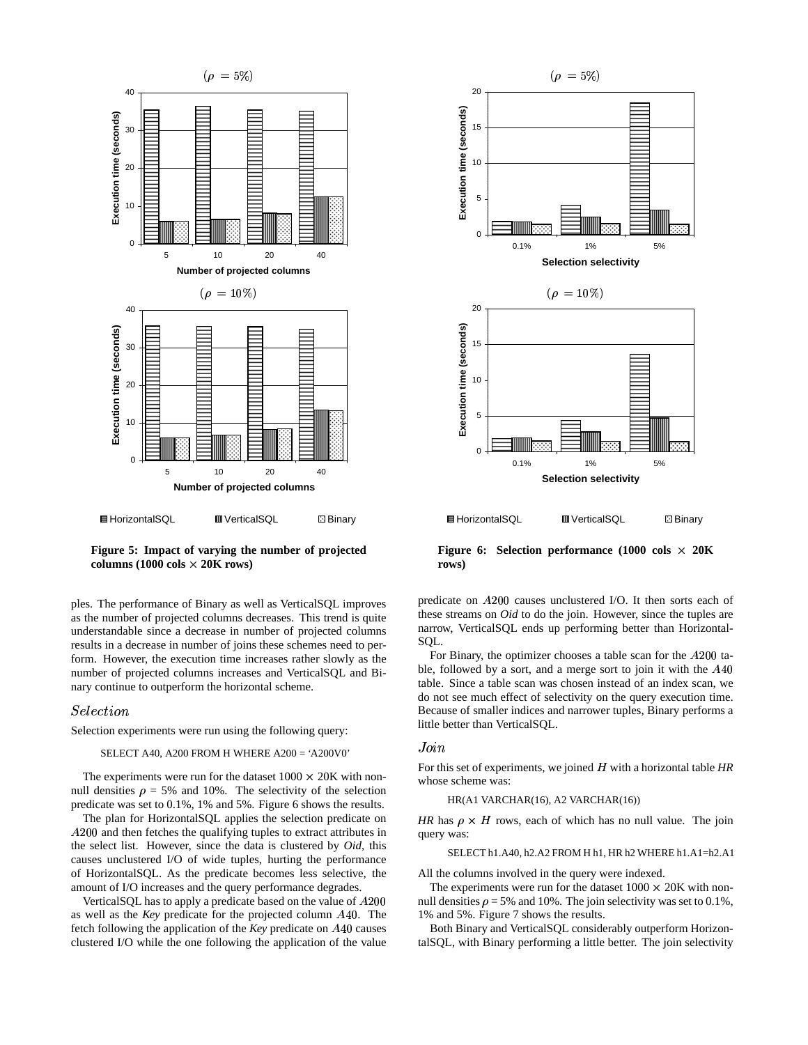**Figure 5: Impact of varying the number of projected columns (1000 cols × 20K rows)**

ples. The performance of Binary as well as VerticalSQL improves as the number of projected columns decreases. This trend is quite understandable since a decrease in number of projected columns results in a decrease in number of joins these schemes need to perform. However, the execution time increases rather slowly as the number of projected columns increases and VerticalSQL and Binary continue to outperform the horizontal scheme.

### *Selection*

Selection experiments were run using the following query:

```
SELECT A40, A200 FROM H WHERE A200 = 'A200V0'
```

The experiments were run for the dataset $1000 \times 20\text{K}$ with non-null densities $\rho$ = 5% and 10%. The selectivity of the selection predicate was set to 0.1%, 1% and 5%. Figure 6 shows the results.

The plan for HorizontalSQL applies the selection predicate on $A200$ and then fetches the qualifying tuples to extract attributes in the select list. However, since the data is clustered by *Oid*, this causes unclustered I/O of wide tuples, hurting the performance of HorizontalSQL. As the predicate becomes less selective, the amount of I/O increases and the query performance degrades.

VerticalSQL has to apply a predicate based on the value of $A200$ as well as the *Key* predicate for the projected column $A40$. The fetch following the application of the *Key* predicate on $A40$ causes clustered I/O while the one following the application of the value predicate on $A200$ causes unclustered I/O. It then sorts each of these streams on *Oid* to do the join. However, since the tuples are narrow, VerticalSQL ends up performing better than HorizontalSQL.

**Figure 6: Selection performance (1000 cols × 20K rows)**

For Binary, the optimizer chooses a table scan for the $A200$ table, followed by a sort, and a merge sort to join it with the $A40$ table. Since a table scan was chosen instead of an index scan, we do not see much effect of selectivity on the query execution time. Because of smaller indices and narrower tuples, Binary performs a little better than VerticalSQL.

### *Join*

For this set of experiments, we joined $H$ with a horizontal table *HR* whose scheme was:

```
HR(A1 VARCHAR(16), A2 VARCHAR(16))
```

*HR* has $\rho \times H$ rows, each of which has no null value. The join query was:

```
SELECT h1.A40, h2.A2 FROM H h1, HR h2 WHERE h1.A1=h2.A1
```

All the columns involved in the query were indexed.

The experiments were run for the dataset $1000 \times 20\text{K}$ with non-null densities $\rho$ = 5% and 10%. The join selectivity was set to 0.1%, 1% and 5%. Figure 7 shows the results.

Both Binary and VerticalSQL considerably outperform HorizontalSQL, with Binary performing a little better. The join selectivity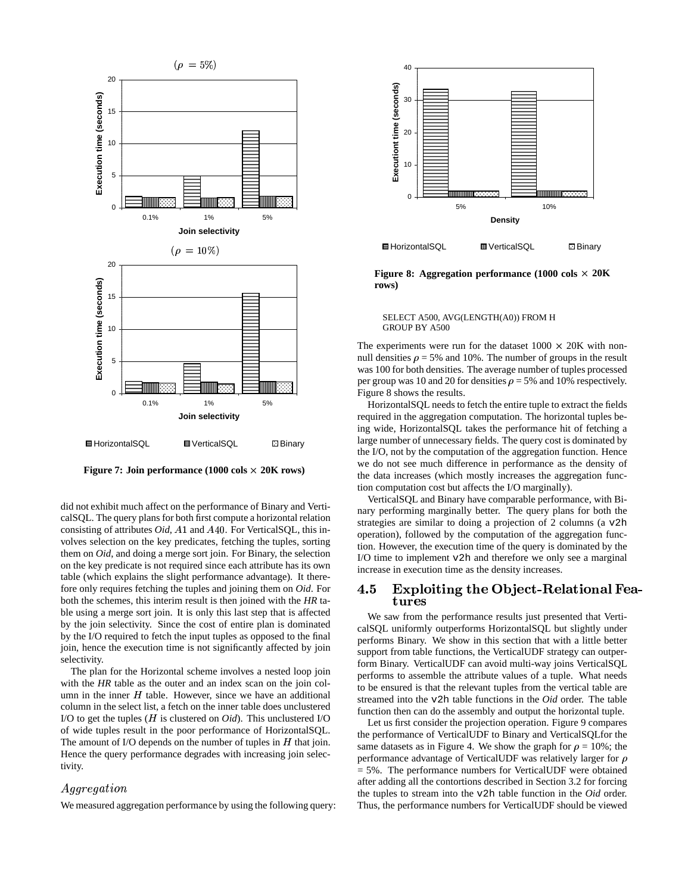**Figure 7: Join performance (1000 cols × 20K rows)**

did not exhibit much affect on the performance of Binary and VerticalSQL. The query plans for both first compute a horizontal relation consisting of attributes *Oid*, $A1$ and $A40$. For VerticalSQL, this involves selection on the key predicates, fetching the tuples, sorting them on *Oid*, and doing a merge sort join. For Binary, the selection on the key predicate is not required since each attribute has its own table (which explains the slight performance advantage). It therefore only requires fetching the tuples and joining them on *Oid*. For both the schemes, this interim result is then joined with the *HR* table using a merge sort join. It is only this last step that is affected by the join selectivity. Since the cost of entire plan is dominated by the I/O required to fetch the input tuples as opposed to the final join, hence the execution time is not significantly affected by join selectivity.

The plan for the Horizontal scheme involves a nested loop join with the *HR* table as the outer and an index scan on the join column in the inner $H$ table. However, since we have an additional column in the select list, a fetch on the inner table does unclustered I/O to get the tuples ($H$ is clustered on *Oid*). This unclustered I/O of wide tuples result in the poor performance of HorizontalSQL. The amount of I/O depends on the number of tuples in $H$ that join. Hence the query performance degrades with increasing join selectivity.

### *Aggregation*

We measured aggregation performance by using the following query:

**Figure 8: Aggregation performance (1000 cols × 20K rows)**

```
SELECT A500, AVG(LENGTH(A0)) FROM H
GROUP BY A500
```

The experiments were run for the dataset 1000 × 20K with non-null densities $\rho$ = 5% and 10%. The number of groups in the result was 100 for both densities. The average number of tuples processed per group was 10 and 20 for densities $\rho$ = 5% and 10% respectively. Figure 8 shows the results.

HorizontalSQL needs to fetch the entire tuple to extract the fields required in the aggregation computation. The horizontal tuples being wide, HorizontalSQL takes the performance hit of fetching a large number of unnecessary fields. The query cost is dominated by the I/O, not by the computation of the aggregation function. Hence we do not see much difference in performance as the density of the data increases (which mostly increases the aggregation function computation cost but affects the I/O marginally).

VerticalSQL and Binary have comparable performance, with Binary performing marginally better. The query plans for both the strategies are similar to doing a projection of 2 columns (a `v2h` operation), followed by the computation of the aggregation function. However, the execution time of the query is dominated by the I/O time to implement `v2h` and therefore we only see a marginal increase in execution time as the density increases.

## 4.5 Exploiting the Object-Relational Features

We saw from the performance results just presented that VerticalSQL uniformly outperforms HorizontalSQL but slightly under performs Binary. We show in this section that with a little better support from table functions, the VerticalUDF strategy can outperform Binary. VerticalUDF can avoid multi-way joins VerticalSQL performs to assemble the attribute values of a tuple. What needs to be ensured is that the relevant tuples from the vertical table are streamed into the `v2h` table functions in the *Oid* order. The table function then can do the assembly and output the horizontal tuple.

Let us first consider the projection operation. Figure 9 compares the performance of VerticalUDF to Binary and VerticalSQLfor the same datasets as in Figure 4. We show the graph for $\rho$ = 10%; the performance advantage of VerticalUDF was relatively larger for $\rho$ = 5%. The performance numbers for VerticalUDF were obtained after adding all the contortions described in Section 3.2 for forcing the tuples to stream into the `v2h` table function in the *Oid* order. Thus, the performance numbers for VerticalUDF should be viewed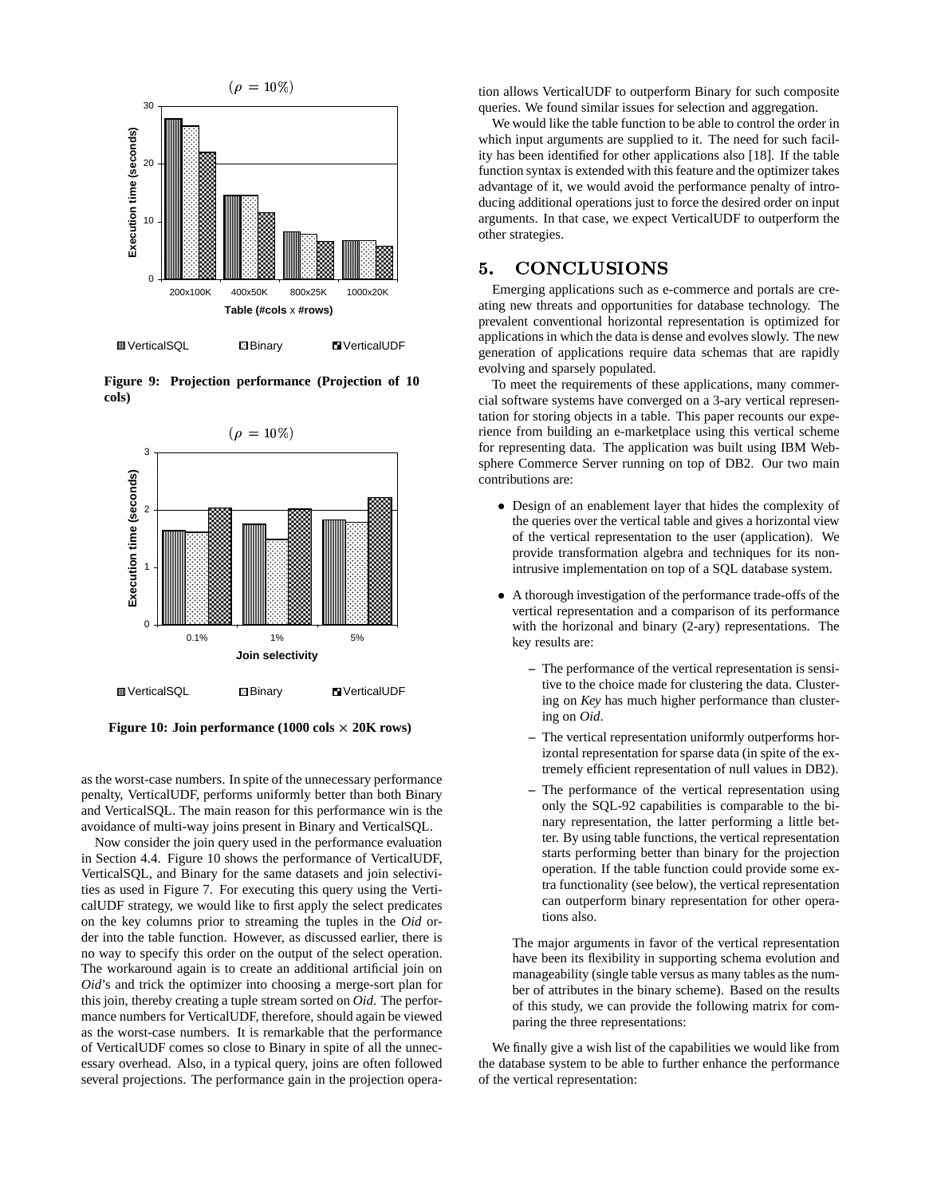Figure 9: Projection performance (Projection of 10 cols)

Figure 10: Join performance (1000 cols × 20K rows)

as the worst-case numbers. In spite of the unnecessary performance penalty, VerticalUDF, performs uniformly better than both Binary and VerticalSQL. The main reason for this performance win is the avoidance of multi-way joins present in Binary and VerticalSQL.

Now consider the join query used in the performance evaluation in Section 4.4. Figure 10 shows the performance of VerticalUDF, VerticalSQL, and Binary for the same datasets and join selectivities as used in Figure 7. For executing this query using the VerticalUDF strategy, we would like to first apply the select predicates on the key columns prior to streaming the tuples in the *Oid* order into the table function. However, as discussed earlier, there is no way to specify this order on the output of the select operation. The workaround again is to create an additional artificial join on *Oid*'s and trick the optimizer into choosing a merge-sort plan for this join, thereby creating a tuple stream sorted on *Oid*. The performance numbers for VerticalUDF, therefore, should again be viewed as the worst-case numbers. It is remarkable that the performance of VerticalUDF comes so close to Binary in spite of all the unnecessary overhead. Also, in a typical query, joins are often followed several projections. The performance gain in the projection operation allows VerticalUDF to outperform Binary for such composite queries. We found similar issues for selection and aggregation.

We would like the table function to be able to control the order in which input arguments are supplied to it. The need for such facility has been identified for other applications also [18]. If the table function syntax is extended with this feature and the optimizer takes advantage of it, we would avoid the performance penalty of introducing additional operations just to force the desired order on input arguments. In that case, we expect VerticalUDF to outperform the other strategies.

## 5. CONCLUSIONS

Emerging applications such as e-commerce and portals are creating new threats and opportunities for database technology. The prevalent conventional horizontal representation is optimized for applications in which the data is dense and evolves slowly. The new generation of applications require data schemas that are rapidly evolving and sparsely populated.

To meet the requirements of these applications, many commercial software systems have converged on a 3-ary vertical representation for storing objects in a table. This paper recounts our experience from building an e-marketplace using this vertical scheme for representing data. The application was built using IBM Websphere Commerce Server running on top of DB2. Our two main contributions are:

- Design of an enablement layer that hides the complexity of the queries over the vertical table and gives a horizontal view of the vertical representation to the user (application). We provide transformation algebra and techniques for its non-intrusive implementation on top of a SQL database system.
- A thorough investigation of the performance trade-offs of the vertical representation and a comparison of its performance with the horizonal and binary (2-ary) representations. The key results are:
  - The performance of the vertical representation is sensitive to the choice made for clustering the data. Clustering on *Key* has much higher performance than clustering on *Oid*.
  - The vertical representation uniformly outperforms horizontal representation for sparse data (in spite of the extremely efficient representation of null values in DB2).
  - The performance of the vertical representation using only the SQL-92 capabilities is comparable to the binary representation, the latter performing a little better. By using table functions, the vertical representation starts performing better than binary for the projection operation. If the table function could provide some extra functionality (see below), the vertical representation can outperform binary representation for other operations also.

  The major arguments in favor of the vertical representation have been its flexibility in supporting schema evolution and manageability (single table versus as many tables as the number of attributes in the binary scheme). Based on the results of this study, we can provide the following matrix for comparing the three representations:

We finally give a wish list of the capabilities we would like from the database system to be able to further enhance the performance of the vertical representation: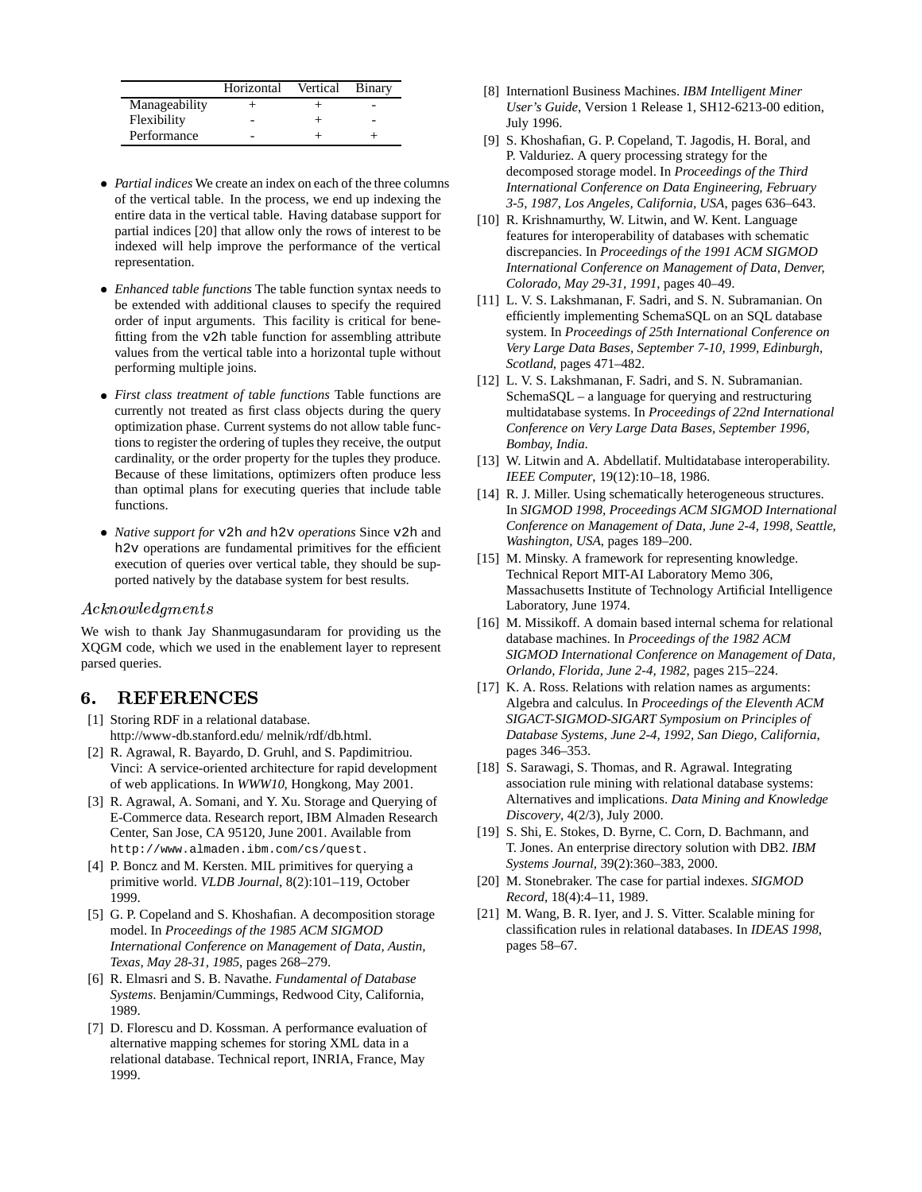| | Horizontal | Vertical | Binary |
|---|---|---|---|
| Manageability | + | + | - |
| Flexibility | - | + | - |
| Performance | - | + | + |

- *Partial indices* We create an index on each of the three columns of the vertical table. In the process, we end up indexing the entire data in the vertical table. Having database support for partial indices [20] that allow only the rows of interest to be indexed will help improve the performance of the vertical representation.
- *Enhanced table functions* The table function syntax needs to be extended with additional clauses to specify the required order of input arguments. This facility is critical for benefitting from the `v2h` table function for assembling attribute values from the vertical table into a horizontal tuple without performing multiple joins.
- *First class treatment of table functions* Table functions are currently not treated as first class objects during the query optimization phase. Current systems do not allow table functions to register the ordering of tuples they receive, the output cardinality, or the order property for the tuples they produce. Because of these limitations, optimizers often produce less than optimal plans for executing queries that include table functions.
- *Native support for* `v2h` *and* `h2v` *operations* Since `v2h` and `h2v` operations are fundamental primitives for the efficient execution of queries over vertical table, they should be supported natively by the database system for best results.

*Acknowledgments*

We wish to thank Jay Shanmugasundaram for providing us the XQGM code, which we used in the enablement layer to represent parsed queries.

## 6. REFERENCES

[1] Storing RDF in a relational database. http://www-db.stanford.edu/ melnik/rdf/db.html.

[2] R. Agrawal, R. Bayardo, D. Gruhl, and S. Papdimitriou. Vinci: A service-oriented architecture for rapid development of web applications. In *WWW10*, Hongkong, May 2001.

[3] R. Agrawal, A. Somani, and Y. Xu. Storage and Querying of E-Commerce data. Research report, IBM Almaden Research Center, San Jose, CA 95120, June 2001. Available from `http://www.almaden.ibm.com/cs/quest`.

[4] P. Boncz and M. Kersten. MIL primitives for querying a primitive world. *VLDB Journal*, 8(2):101–119, October 1999.

[5] G. P. Copeland and S. Khoshafian. A decomposition storage model. In *Proceedings of the 1985 ACM SIGMOD International Conference on Management of Data, Austin, Texas, May 28-31, 1985*, pages 268–279.

[6] R. Elmasri and S. B. Navathe. *Fundamental of Database Systems*. Benjamin/Cummings, Redwood City, California, 1989.

[7] D. Florescu and D. Kossman. A performance evaluation of alternative mapping schemes for storing XML data in a relational database. Technical report, INRIA, France, May 1999.

[8] Internationl Business Machines. *IBM Intelligent Miner User's Guide*, Version 1 Release 1, SH12-6213-00 edition, July 1996.

[9] S. Khoshafian, G. P. Copeland, T. Jagodis, H. Boral, and P. Valduriez. A query processing strategy for the decomposed storage model. In *Proceedings of the Third International Conference on Data Engineering, February 3-5, 1987, Los Angeles, California, USA*, pages 636–643.

[10] R. Krishnamurthy, W. Litwin, and W. Kent. Language features for interoperability of databases with schematic discrepancies. In *Proceedings of the 1991 ACM SIGMOD International Conference on Management of Data, Denver, Colorado, May 29-31, 1991*, pages 40–49.

[11] L. V. S. Lakshmanan, F. Sadri, and S. N. Subramanian. On efficiently implementing SchemaSQL on an SQL database system. In *Proceedings of 25th International Conference on Very Large Data Bases, September 7-10, 1999, Edinburgh, Scotland*, pages 471–482.

[12] L. V. S. Lakshmanan, F. Sadri, and S. N. Subramanian. SchemaSQL – a language for querying and restructuring multidatabase systems. In *Proceedings of 22nd International Conference on Very Large Data Bases, September 1996, Bombay, India*.

[13] W. Litwin and A. Abdellatif. Multidatabase interoperability. *IEEE Computer*, 19(12):10–18, 1986.

[14] R. J. Miller. Using schematically heterogeneous structures. In *SIGMOD 1998, Proceedings ACM SIGMOD International Conference on Management of Data, June 2-4, 1998, Seattle, Washington, USA*, pages 189–200.

[15] M. Minsky. A framework for representing knowledge. Technical Report MIT-AI Laboratory Memo 306, Massachusetts Institute of Technology Artificial Intelligence Laboratory, June 1974.

[16] M. Missikoff. A domain based internal schema for relational database machines. In *Proceedings of the 1982 ACM SIGMOD International Conference on Management of Data, Orlando, Florida, June 2-4, 1982*, pages 215–224.

[17] K. A. Ross. Relations with relation names as arguments: Algebra and calculus. In *Proceedings of the Eleventh ACM SIGACT-SIGMOD-SIGART Symposium on Principles of Database Systems, June 2-4, 1992, San Diego, California*, pages 346–353.

[18] S. Sarawagi, S. Thomas, and R. Agrawal. Integrating association rule mining with relational database systems: Alternatives and implications. *Data Mining and Knowledge Discovery*, 4(2/3), July 2000.

[19] S. Shi, E. Stokes, D. Byrne, C. Corn, D. Bachmann, and T. Jones. An enterprise directory solution with DB2. *IBM Systems Journal*, 39(2):360–383, 2000.

[20] M. Stonebraker. The case for partial indexes. *SIGMOD Record*, 18(4):4–11, 1989.

[21] M. Wang, B. R. Iyer, and J. S. Vitter. Scalable mining for classification rules in relational databases. In *IDEAS 1998*, pages 58–67.